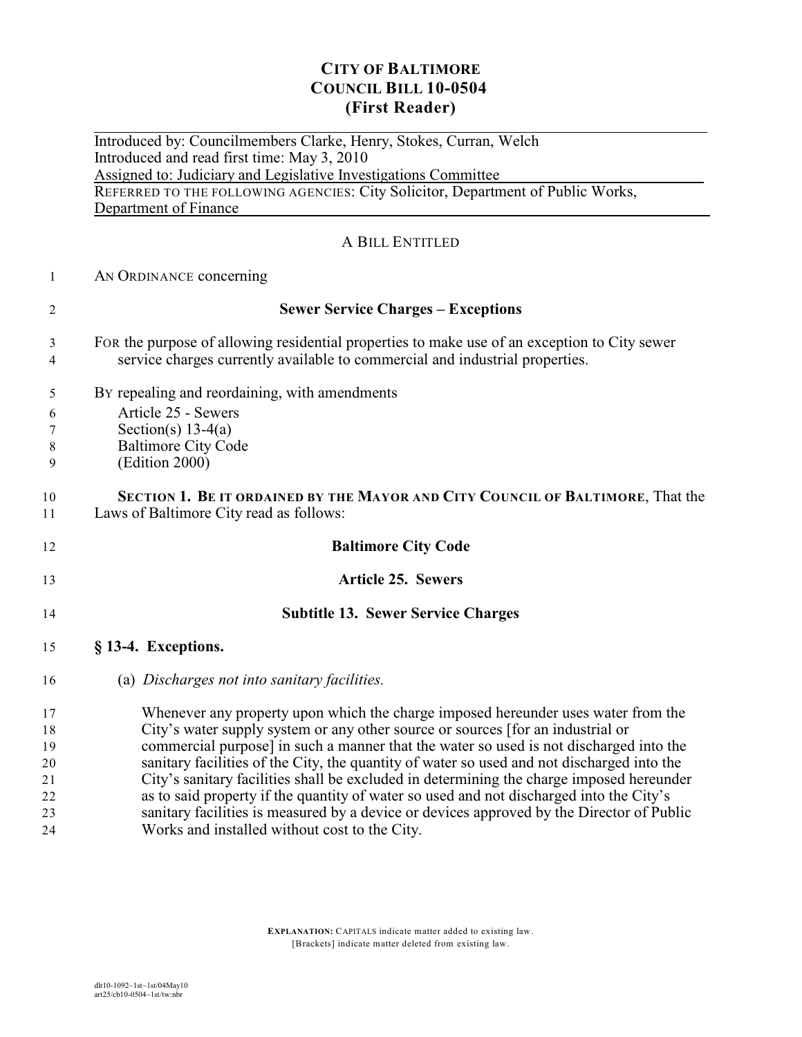**CITY OF BALTIMORE**
**COUNCIL BILL 10-0504**
**(First Reader)**

Introduced by: Councilmembers Clarke, Henry, Stokes, Curran, Welch
Introduced and read first time: May 3, 2010
Assigned to: Judiciary and Legislative Investigations Committee
REFERRED TO THE FOLLOWING AGENCIES: City Solicitor, Department of Public Works, Department of Finance

A BILL ENTITLED

AN ORDINANCE concerning

**Sewer Service Charges – Exceptions**

FOR the purpose of allowing residential properties to make use of an exception to City sewer service charges currently available to commercial and industrial properties.

BY repealing and reordaining, with amendments
Article 25 - Sewers
Section(s) 13-4(a)
Baltimore City Code
(Edition 2000)

**SECTION 1. BE IT ORDAINED BY THE MAYOR AND CITY COUNCIL OF BALTIMORE**, That the Laws of Baltimore City read as follows:

**Baltimore City Code**

**Article 25. Sewers**

**Subtitle 13. Sewer Service Charges**

**§ 13-4. Exceptions.**

(a) *Discharges not into sanitary facilities.*

Whenever any property upon which the charge imposed hereunder uses water from the City's water supply system or any other source or sources [for an industrial or commercial purpose] in such a manner that the water so used is not discharged into the sanitary facilities of the City, the quantity of water so used and not discharged into the City's sanitary facilities shall be excluded in determining the charge imposed hereunder as to said property if the quantity of water so used and not discharged into the City's sanitary facilities is measured by a device or devices approved by the Director of Public Works and installed without cost to the City.

**EXPLANATION:** CAPITALS indicate matter added to existing law.
[Brackets] indicate matter deleted from existing law.

dlr10-1092~1st~1st/04May10
art25/cb10-0504~1st/tw:nbr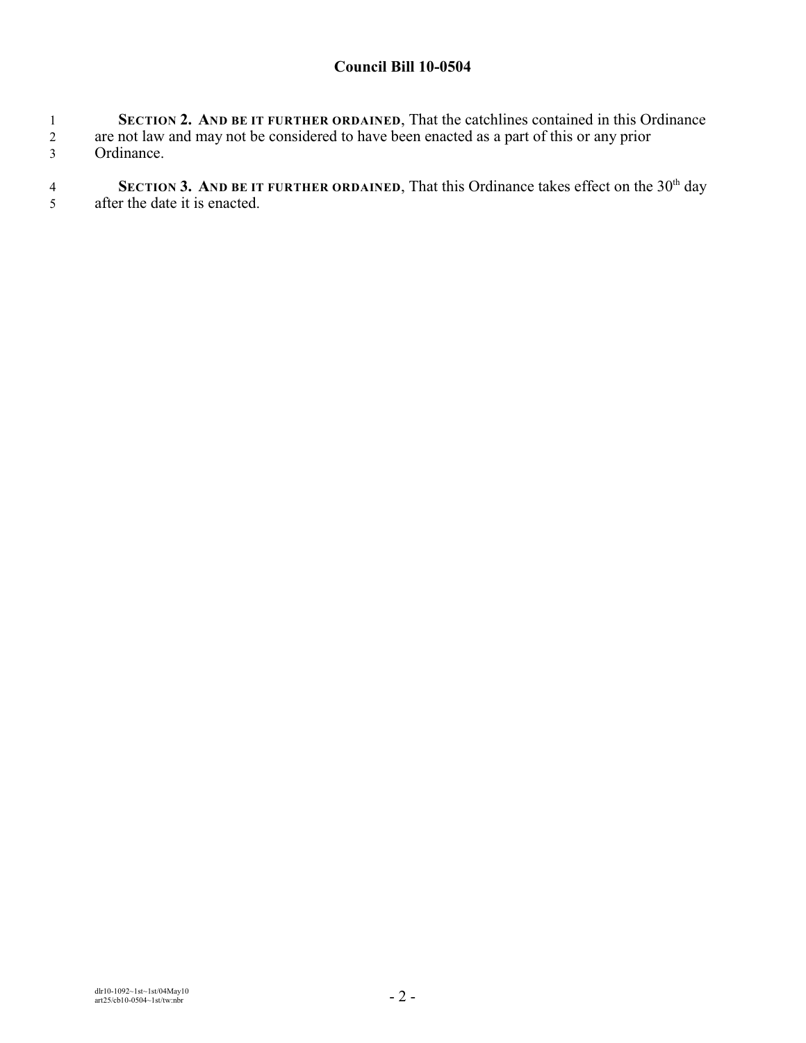**Council Bill 10-0504**

**SECTION 2. AND BE IT FURTHER ORDAINED**, That the catchlines contained in this Ordinance are not law and may not be considered to have been enacted as a part of this or any prior Ordinance.

**SECTION 3. AND BE IT FURTHER ORDAINED**, That this Ordinance takes effect on the 30th day after the date it is enacted.

dlr10-1092~1st~1st/04May10
art25/cb10-0504~1st/tw:nbr